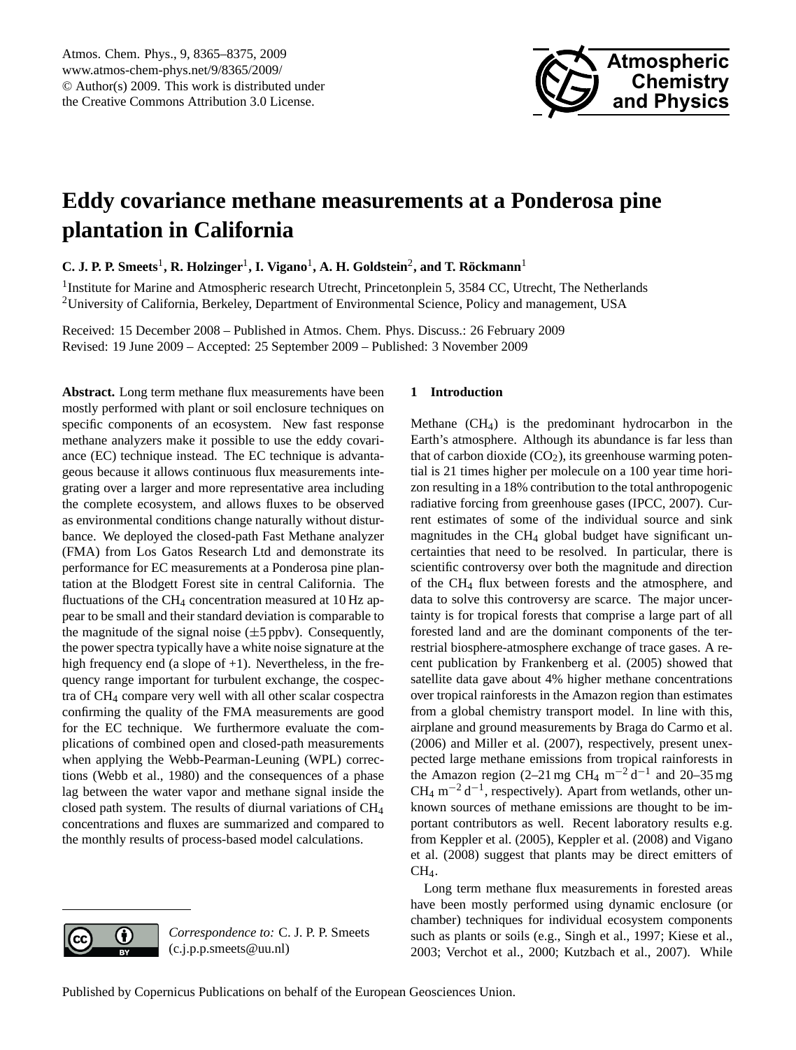# Eddy covariance methane measurements at a Ponderosa pine plantation in California

**C. J. P. P. Smeets[1], R. Holzinger[1], I. Vigano[1], A. H. Goldstein[2], and T. Röckmann[1]**

[1]Institute for Marine and Atmospheric research Utrecht, Princetonplein 5, 3584 CC, Utrecht, The Netherlands
[2]University of California, Berkeley, Department of Environmental Science, Policy and management, USA

Received: 15 December 2008 – Published in Atmos. Chem. Phys. Discuss.: 26 February 2009
Revised: 19 June 2009 – Accepted: 25 September 2009 – Published: 3 November 2009

**Abstract.** Long term methane flux measurements have been mostly performed with plant or soil enclosure techniques on specific components of an ecosystem. New fast response methane analyzers make it possible to use the eddy covariance (EC) technique instead. The EC technique is advantageous because it allows continuous flux measurements integrating over a larger and more representative area including the complete ecosystem, and allows fluxes to be observed as environmental conditions change naturally without disturbance. We deployed the closed-path Fast Methane analyzer (FMA) from Los Gatos Research Ltd and demonstrate its performance for EC measurements at a Ponderosa pine plantation at the Blodgett Forest site in central California. The fluctuations of the $CH_4$ concentration measured at 10 Hz appear to be small and their standard deviation is comparable to the magnitude of the signal noise (±5 ppbv). Consequently, the power spectra typically have a white noise signature at the high frequency end (a slope of +1). Nevertheless, in the frequency range important for turbulent exchange, the cospectra of $CH_4$ compare very well with all other scalar cospectra confirming the quality of the FMA measurements are good for the EC technique. We furthermore evaluate the complications of combined open and closed-path measurements when applying the Webb-Pearman-Leuning (WPL) corrections (Webb et al., 1980) and the consequences of a phase lag between the water vapor and methane signal inside the closed path system. The results of diurnal variations of $CH_4$ concentrations and fluxes are summarized and compared to the monthly results of process-based model calculations.

*Correspondence to:* C. J. P. P. Smeets (c.j.p.p.smeets@uu.nl)

## 1 Introduction

Methane ($CH_4$) is the predominant hydrocarbon in the Earth's atmosphere. Although its abundance is far less than that of carbon dioxide ($CO_2$), its greenhouse warming potential is 21 times higher per molecule on a 100 year time horizon resulting in a 18% contribution to the total anthropogenic radiative forcing from greenhouse gases (IPCC, 2007). Current estimates of some of the individual source and sink magnitudes in the $CH_4$ global budget have significant uncertainties that need to be resolved. In particular, there is scientific controversy over both the magnitude and direction of the $CH_4$ flux between forests and the atmosphere, and data to solve this controversy are scarce. The major uncertainty is for tropical forests that comprise a large part of all forested land and are the dominant components of the terrestrial biosphere-atmosphere exchange of trace gases. A recent publication by Frankenberg et al. (2005) showed that satellite data gave about 4% higher methane concentrations over tropical rainforests in the Amazon region than estimates from a global chemistry transport model. In line with this, airplane and ground measurements by Braga do Carmo et al. (2006) and Miller et al. (2007), respectively, present unexpected large methane emissions from tropical rainforest in the Amazon region (2–21 mg $CH_4$ $m^{-2}$ $d^{-1}$ and 20–35 mg $CH_4$ $m^{-2}$ $d^{-1}$, respectively). Apart from wetlands, other unknown sources of methane emissions are thought to be important contributors as well. Recent laboratory results e.g. from Keppler et al. (2005), Keppler et al. (2008) and Vigano et al. (2008) suggest that plants may be direct emitters of $CH_4$.

Long term methane flux measurements in forested areas have been mostly performed using dynamic enclosure (or chamber) techniques for individual ecosystem components such as plants or soils (e.g., Singh et al., 1997; Kiese et al., 2003; Verchot et al., 2000; Kutzbach et al., 2007). While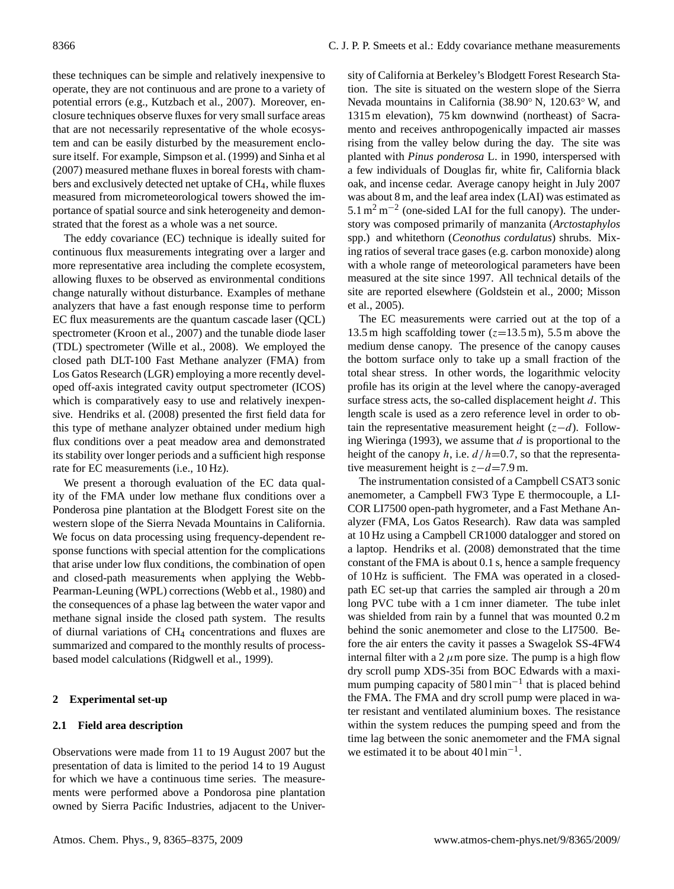these techniques can be simple and relatively inexpensive to operate, they are not continuous and are prone to a variety of potential errors (e.g., Kutzbach et al., 2007). Moreover, enclosure techniques observe fluxes for very small surface areas that are not necessarily representative of the whole ecosystem and can be easily disturbed by the measurement enclosure itself. For example, Simpson et al. (1999) and Sinha et al (2007) measured methane fluxes in boreal forests with chambers and exclusively detected net uptake of $CH_4$, while fluxes measured from micrometeorological towers showed the importance of spatial source and sink heterogeneity and demonstrated that the forest as a whole was a net source.

The eddy covariance (EC) technique is ideally suited for continuous flux measurements integrating over a larger and more representative area including the complete ecosystem, allowing fluxes to be observed as environmental conditions change naturally without disturbance. Examples of methane analyzers that have a fast enough response time to perform EC flux measurements are the quantum cascade laser (QCL) spectrometer (Kroon et al., 2007) and the tunable diode laser (TDL) spectrometer (Wille et al., 2008). We employed the closed path DLT-100 Fast Methane analyzer (FMA) from Los Gatos Research (LGR) employing a more recently developed off-axis integrated cavity output spectrometer (ICOS) which is comparatively easy to use and relatively inexpensive. Hendriks et al. (2008) presented the first field data for this type of methane analyzer obtained under medium high flux conditions over a peat meadow area and demonstrated its stability over longer periods and a sufficient high response rate for EC measurements (i.e., 10 Hz).

We present a thorough evaluation of the EC data quality of the FMA under low methane flux conditions over a Ponderosa pine plantation at the Blodgett Forest site on the western slope of the Sierra Nevada Mountains in California. We focus on data processing using frequency-dependent response functions with special attention for the complications that arise under low flux conditions, the combination of open and closed-path measurements when applying the Webb-Pearman-Leuning (WPL) corrections (Webb et al., 1980) and the consequences of a phase lag between the water vapor and methane signal inside the closed path system. The results of diurnal variations of $CH_4$ concentrations and fluxes are summarized and compared to the monthly results of process-based model calculations (Ridgwell et al., 1999).

## 2 Experimental set-up

### 2.1 Field area description

Observations were made from 11 to 19 August 2007 but the presentation of data is limited to the period 14 to 19 August for which we have a continuous time series. The measurements were performed above a Pondorosa pine plantation owned by Sierra Pacific Industries, adjacent to the University of California at Berkeley's Blodgett Forest Research Station. The site is situated on the western slope of the Sierra Nevada mountains in California (38.90° N, 120.63° W, and 1315 m elevation), 75 km downwind (northeast) of Sacramento and receives anthropogenically impacted air masses rising from the valley below during the day. The site was planted with *Pinus ponderosa* L. in 1990, interspersed with a few individuals of Douglas fir, white fir, California black oak, and incense cedar. Average canopy height in July 2007 was about 8 m, and the leaf area index (LAI) was estimated as 5.1 $m^2\,m^{-2}$ (one-sided LAI for the full canopy). The understory was composed primarily of manzanita (*Arctostaphylos* spp.) and whitethorn (*Ceonothus cordulatus*) shrubs. Mixing ratios of several trace gases (e.g. carbon monoxide) along with a whole range of meteorological parameters have been measured at the site since 1997. All technical details of the site are reported elsewhere (Goldstein et al., 2000; Misson et al., 2005).

The EC measurements were carried out at the top of a 13.5 m high scaffolding tower ($z$=13.5 m), 5.5 m above the medium dense canopy. The presence of the canopy causes the bottom surface only to take up a small fraction of the total shear stress. In other words, the logarithmic velocity profile has its origin at the level where the canopy-averaged surface stress acts, the so-called displacement height $d$. This length scale is used as a zero reference level in order to obtain the representative measurement height ($z-d$). Following Wieringa (1993), we assume that $d$ is proportional to the height of the canopy $h$, i.e. $d/h$=0.7, so that the representative measurement height is $z-d$=7.9 m.

The instrumentation consisted of a Campbell CSAT3 sonic anemometer, a Campbell FW3 Type E thermocouple, a LI-COR LI7500 open-path hygrometer, and a Fast Methane Analyzer (FMA, Los Gatos Research). Raw data was sampled at 10 Hz using a Campbell CR1000 datalogger and stored on a laptop. Hendriks et al. (2008) demonstrated that the time constant of the FMA is about 0.1 s, hence a sample frequency of 10 Hz is sufficient. The FMA was operated in a closed-path EC set-up that carries the sampled air through a 20 m long PVC tube with a 1 cm inner diameter. The tube inlet was shielded from rain by a funnel that was mounted 0.2 m behind the sonic anemometer and close to the LI7500. Before the air enters the cavity it passes a Swagelok SS-4FW4 internal filter with a 2 $\mu$m pore size. The pump is a high flow dry scroll pump XDS-35i from BOC Edwards with a maximum pumping capacity of 580 $l\,min^{-1}$ that is placed behind the FMA. The FMA and dry scroll pump were placed in water resistant and ventilated aluminium boxes. The resistance within the system reduces the pumping speed and from the time lag between the sonic anemometer and the FMA signal we estimated it to be about 40 $l\,min^{-1}$.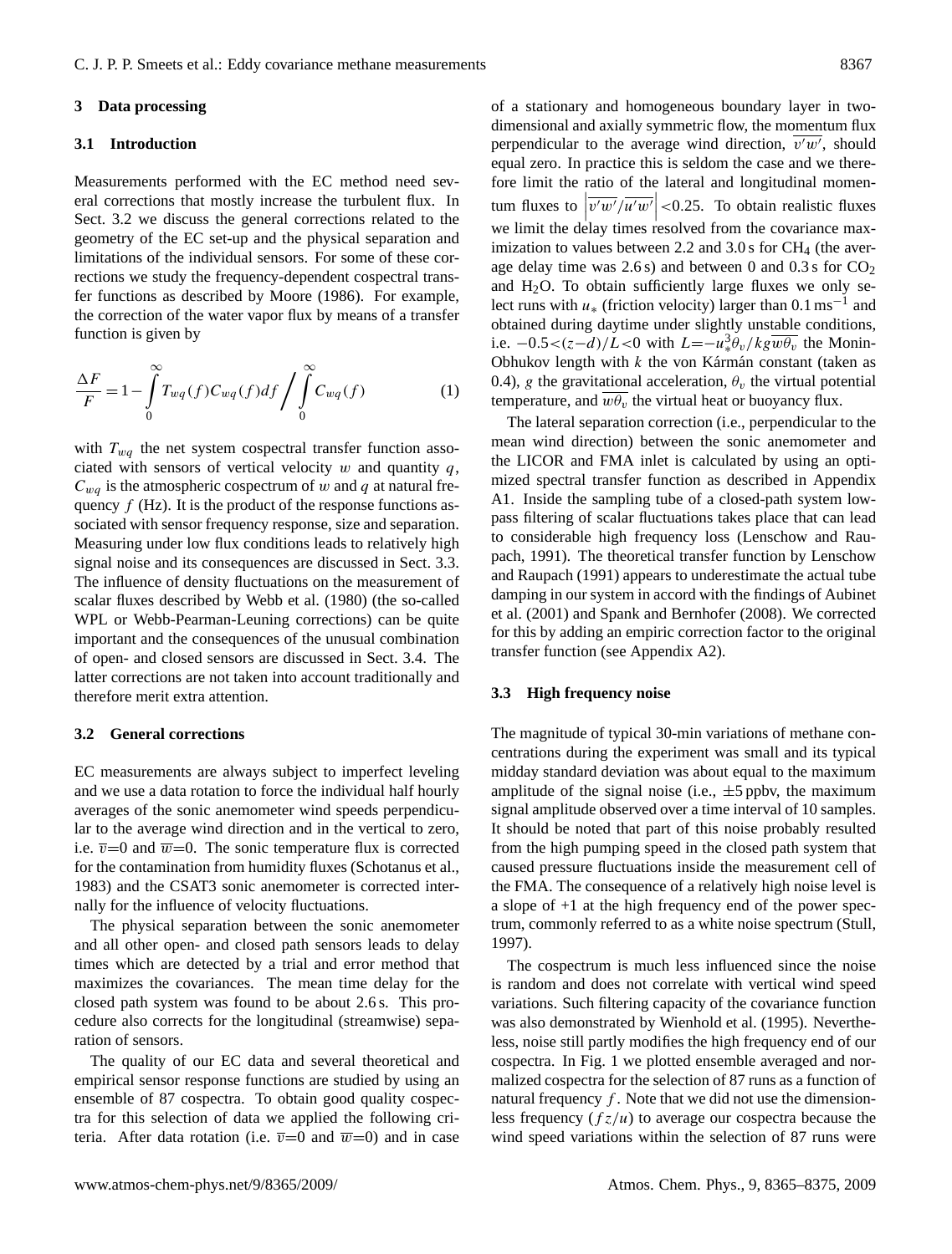## 3 Data processing

### 3.1 Introduction

Measurements performed with the EC method need several corrections that mostly increase the turbulent flux. In Sect. 3.2 we discuss the general corrections related to the geometry of the EC set-up and the physical separation and limitations of the individual sensors. For some of these corrections we study the frequency-dependent cospectral transfer functions as described by Moore (1986). For example, the correction of the water vapor flux by means of a transfer function is given by

$$\frac{\Delta F}{F} = 1 - \int_0^\infty T_{wq}(f) C_{wq}(f) df \Bigg/ \int_0^\infty C_{wq}(f) \qquad (1)$$

with $T_{wq}$ the net system cospectral transfer function associated with sensors of vertical velocity $w$ and quantity $q$, $C_{wq}$ is the atmospheric cospectrum of $w$ and $q$ at natural frequency $f$ (Hz). It is the product of the response functions associated with sensor frequency response, size and separation. Measuring under low flux conditions leads to relatively high signal noise and its consequences are discussed in Sect. 3.3. The influence of density fluctuations on the measurement of scalar fluxes described by Webb et al. (1980) (the so-called WPL or Webb-Pearman-Leuning corrections) can be quite important and the consequences of the unusual combination of open- and closed sensors are discussed in Sect. 3.4. The latter corrections are not taken into account traditionally and therefore merit extra attention.

### 3.2 General corrections

EC measurements are always subject to imperfect leveling and we use a data rotation to force the individual half hourly averages of the sonic anemometer wind speeds perpendicular to the average wind direction and in the vertical to zero, i.e. $\overline{v}$=0 and $\overline{w}$=0. The sonic temperature flux is corrected for the contamination from humidity fluxes (Schotanus et al., 1983) and the CSAT3 sonic anemometer is corrected internally for the influence of velocity fluctuations.

The physical separation between the sonic anemometer and all other open- and closed path sensors leads to delay times which are detected by a trial and error method that maximizes the covariances. The mean time delay for the closed path system was found to be about 2.6 s. This procedure also corrects for the longitudinal (streamwise) separation of sensors.

The quality of our EC data and several theoretical and empirical sensor response functions are studied by using an ensemble of 87 cospectra. To obtain good quality cospectra for this selection of data we applied the following criteria. After data rotation (i.e. $\overline{v}$=0 and $\overline{w}$=0) and in case of a stationary and homogeneous boundary layer in two-dimensional and axially symmetric flow, the momentum flux perpendicular to the average wind direction, $\overline{v'w'}$, should equal zero. In practice this is seldom the case and we therefore limit the ratio of the lateral and longitudinal momentum fluxes to $\left|\overline{v'w'}/\overline{u'w'}\right|$<0.25. To obtain realistic fluxes we limit the delay times resolved from the covariance maximization to values between 2.2 and 3.0 s for $CH_4$ (the average delay time was 2.6 s) and between 0 and 0.3 s for $CO_2$ and $H_2O$. To obtain sufficiently large fluxes we only select runs with $u_*$ (friction velocity) larger than 0.1 $ms^{-1}$ and obtained during daytime under slightly unstable conditions, i.e. $-0.5<(z-d)/L<0$ with $L = -u_*^3\theta_v/kg\overline{w\theta_v}$ the Monin-Obhukov length with $k$ the von Kármán constant (taken as 0.4), $g$ the gravitational acceleration, $\theta_v$ the virtual potential temperature, and $\overline{w\theta_v}$ the virtual heat or buoyancy flux.

The lateral separation correction (i.e., perpendicular to the mean wind direction) between the sonic anemometer and the LICOR and FMA inlet is calculated by using an optimized spectral transfer function as described in Appendix A1. Inside the sampling tube of a closed-path system low-pass filtering of scalar fluctuations takes place that can lead to considerable high frequency loss (Lenschow and Raupach, 1991). The theoretical transfer function by Lenschow and Raupach (1991) appears to underestimate the actual tube damping in our system in accord with the findings of Aubinet et al. (2001) and Spank and Bernhofer (2008). We corrected for this by adding an empiric correction factor to the original transfer function (see Appendix A2).

### 3.3 High frequency noise

The magnitude of typical 30-min variations of methane concentrations during the experiment was small and its typical midday standard deviation was about equal to the maximum amplitude of the signal noise (i.e., ±5 ppbv, the maximum signal amplitude observed over a time interval of 10 samples. It should be noted that part of this noise probably resulted from the high pumping speed in the closed path system that caused pressure fluctuations inside the measurement cell of the FMA. The consequence of a relatively high noise level is a slope of +1 at the high frequency end of the power spectrum, commonly referred to as a white noise spectrum (Stull, 1997).

The cospectrum is much less influenced since the noise is random and does not correlate with vertical wind speed variations. Such filtering capacity of the covariance function was also demonstrated by Wienhold et al. (1995). Nevertheless, noise still partly modifies the high frequency end of our cospectra. In Fig. 1 we plotted ensemble averaged and normalized cospectra for the selection of 87 runs as a function of natural frequency $f$. Note that we did not use the dimensionless frequency ($fz/u$) to average our cospectra because the wind speed variations within the selection of 87 runs were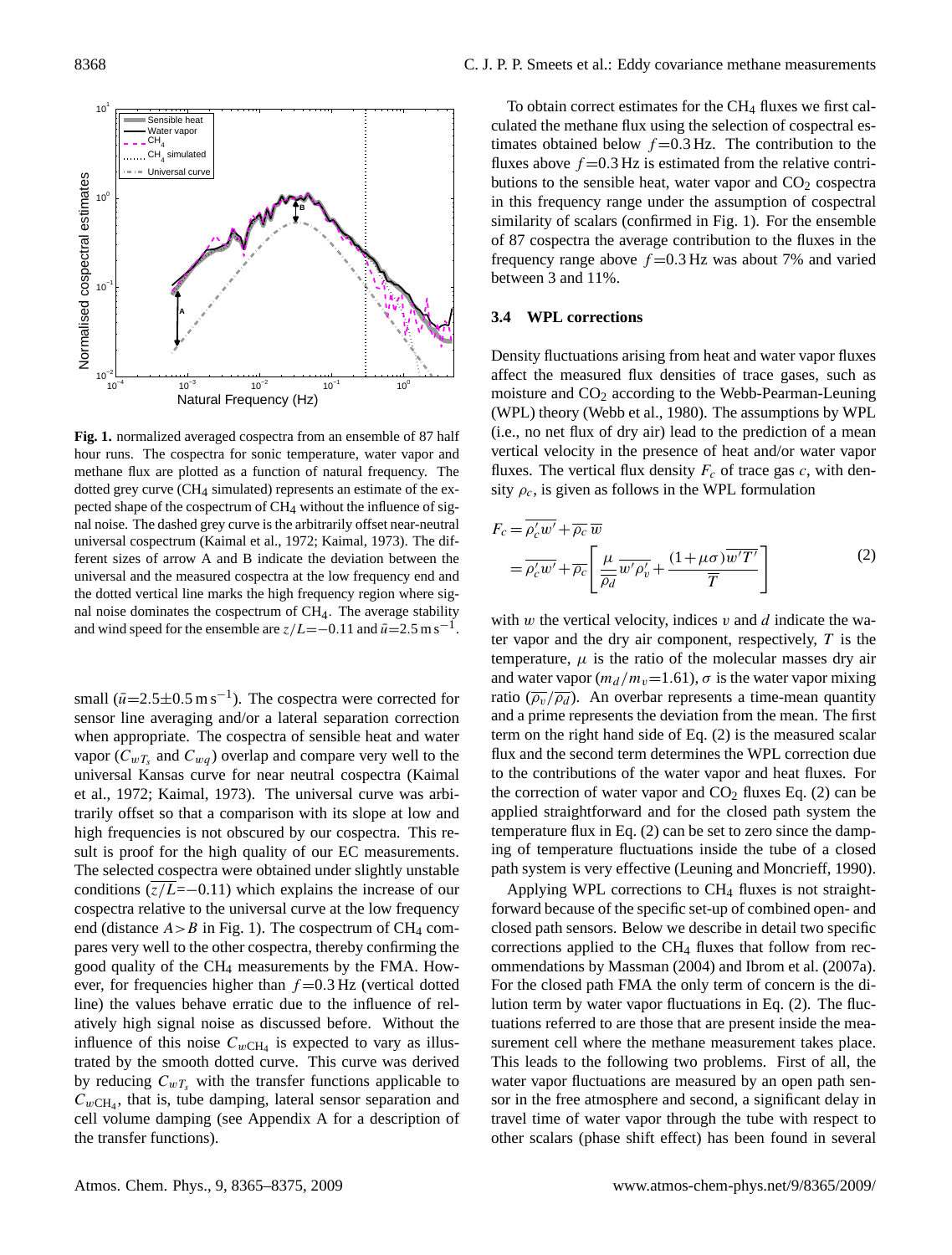**Fig. 1.** normalized averaged cospectra from an ensemble of 87 half hour runs. The cospectra for sonic temperature, water vapor and methane flux are plotted as a function of natural frequency. The dotted grey curve ($CH_4$ simulated) represents an estimate of the expected shape of the cospectrum of $CH_4$ without the influence of signal noise. The dashed grey curve is the arbitrarily offset near-neutral universal cospectrum (Kaimal et al., 1972; Kaimal, 1973). The different sizes of arrow A and B indicate the deviation between the universal and the measured cospectra at the low frequency end and the dotted vertical line marks the high frequency region where signal noise dominates the cospectrum of $CH_4$. The average stability and wind speed for the ensemble are $z/L$=−0.11 and $\bar{u}$=2.5 m s$^{-1}$.

small ($\bar{u}$=2.5±0.5 m s$^{-1}$). The cospectra were corrected for sensor line averaging and/or a lateral separation correction when appropriate. The cospectra of sensible heat and water vapor ($C_{wT_s}$ and $C_{wq}$) overlap and compare very well to the universal Kansas curve for near neutral cospectra (Kaimal et al., 1972; Kaimal, 1973). The universal curve was arbitrarily offset so that a comparison with its slope at low and high frequencies is not obscured by our cospectra. This result is proof for the high quality of our EC measurements. The selected cospectra were obtained under slightly unstable conditions ($\overline{z/L}$=−0.11) which explains the increase of our cospectra relative to the universal curve at the low frequency end (distance $A>B$ in Fig. 1). The cospectrum of $CH_4$ compares very well to the other cospectra, thereby confirming the good quality of the $CH_4$ measurements by the FMA. However, for frequencies higher than $f$=0.3 Hz (vertical dotted line) the values behave erratic due to the influence of relatively high signal noise as discussed before. Without the influence of this noise $C_{wCH_4}$ is expected to vary as illustrated by the smooth dotted curve. This curve was derived by reducing $C_{wT_s}$ with the transfer functions applicable to $C_{wCH_4}$, that is, tube damping, lateral sensor separation and cell volume damping (see Appendix A for a description of the transfer functions).

To obtain correct estimates for the $CH_4$ fluxes we first calculated the methane flux using the selection of cospectral estimates obtained below $f$=0.3 Hz. The contribution to the fluxes above $f$=0.3 Hz is estimated from the relative contributions to the sensible heat, water vapor and $CO_2$ cospectra in this frequency range under the assumption of cospectral similarity of scalars (confirmed in Fig. 1). For the ensemble of 87 cospectra the average contribution to the fluxes in the frequency range above $f$=0.3 Hz was about 7% and varied between 3 and 11%.

### 3.4 WPL corrections

Density fluctuations arising from heat and water vapor fluxes affect the measured flux densities of trace gases, such as moisture and $CO_2$ according to the Webb-Pearman-Leuning (WPL) theory (Webb et al., 1980). The assumptions by WPL (i.e., no net flux of dry air) lead to the prediction of a mean vertical velocity in the presence of heat and/or water vapor fluxes. The vertical flux density $F_c$ of trace gas $c$, with density $\rho_c$, is given as follows in the WPL formulation

$$F_c = \overline{\rho_c' w'} + \overline{\rho_c}\,\overline{w} = \overline{\rho_c' w'} + \overline{\rho_c}\left[\frac{\mu}{\overline{\rho_d}}\overline{w'\rho_v'} + \frac{(1+\mu\sigma)\overline{w'T'}}{\overline{T}}\right] \tag{2}$$

with $w$ the vertical velocity, indices $v$ and $d$ indicate the water vapor and the dry air component, respectively, $T$ is the temperature, $\mu$ is the ratio of the molecular masses dry air and water vapor ($m_d/m_v$=1.61), $\sigma$ is the water vapor mixing ratio ($\overline{\rho_v}/\overline{\rho_d}$). An overbar represents a time-mean quantity and a prime represents the deviation from the mean. The first term on the right hand side of Eq. (2) is the measured scalar flux and the second term determines the WPL correction due to the contributions of the water vapor and heat fluxes. For the correction of water vapor and $CO_2$ fluxes Eq. (2) can be applied straightforward and for the closed path system the temperature flux in Eq. (2) can be set to zero since the damping of temperature fluctuations inside the tube of a closed path system is very effective (Leuning and Moncrieff, 1990).

Applying WPL corrections to $CH_4$ fluxes is not straightforward because of the specific set-up of combined open- and closed path sensors. Below we describe in detail two specific corrections applied to the $CH_4$ fluxes that follow from recommendations by Massman (2004) and Ibrom et al. (2007a). For the closed path FMA the only term of concern is the dilution term by water vapor fluctuations in Eq. (2). The fluctuations referred to are those that are present inside the measurement cell where the methane measurement takes place. This leads to the following two problems. First of all, the water vapor fluctuations are measured by an open path sensor in the free atmosphere and second, a significant delay in travel time of water vapor through the tube with respect to other scalars (phase shift effect) has been found in several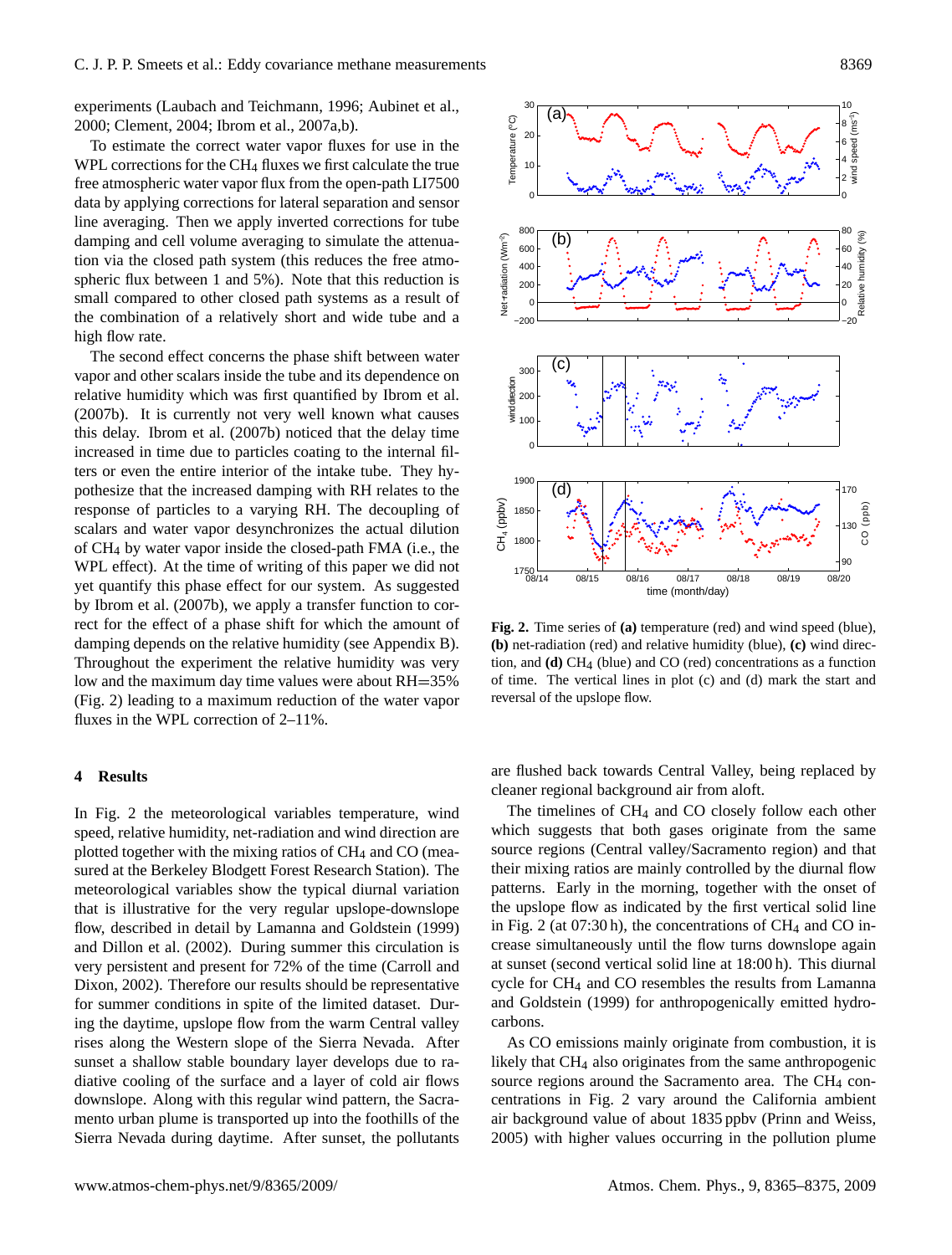experiments (Laubach and Teichmann, 1996; Aubinet et al., 2000; Clement, 2004; Ibrom et al., 2007a,b).

To estimate the correct water vapor fluxes for use in the WPL corrections for the $CH_4$ fluxes we first calculate the true free atmospheric water vapor flux from the open-path LI7500 data by applying corrections for lateral separation and sensor line averaging. Then we apply inverted corrections for tube damping and cell volume averaging to simulate the attenuation via the closed path system (this reduces the free atmospheric flux between 1 and 5%). Note that this reduction is small compared to other closed path systems as a result of the combination of a relatively short and wide tube and a high flow rate.

The second effect concerns the phase shift between water vapor and other scalars inside the tube and its dependence on relative humidity which was first quantified by Ibrom et al. (2007b). It is currently not very well known what causes this delay. Ibrom et al. (2007b) noticed that the delay time increased in time due to particles coating to the internal filters or even the entire interior of the intake tube. They hypothesize that the increased damping with RH relates to the response of particles to a varying RH. The decoupling of scalars and water vapor desynchronizes the actual dilution of $CH_4$ by water vapor inside the closed-path FMA (i.e., the WPL effect). At the time of writing of this paper we did not yet quantify this phase effect for our system. As suggested by Ibrom et al. (2007b), we apply a transfer function to correct for the effect of a phase shift for which the amount of damping depends on the relative humidity (see Appendix B). Throughout the experiment the relative humidity was very low and the maximum day time values were RH=35% (Fig. 2) leading to a maximum reduction of the water vapor fluxes in the WPL correction of 2–11%.

**Fig. 2.** Time series of **(a)** temperature (red) and wind speed (blue), **(b)** net-radiation (red) and relative humidity (blue), **(c)** wind direction, and **(d)** $CH_4$ (blue) and CO (red) concentrations as a function of time. The vertical lines in plot (c) and (d) mark the start and reversal of the upslope flow.

## 4 Results

In Fig. 2 the meteorological variables temperature, wind speed, relative humidity, net-radiation and wind direction are plotted together with the mixing ratios of $CH_4$ and CO (measured at the Berkeley Blodgett Forest Research Station). The meteorological variables show the typical diurnal variation that is illustrative for the very regular upslope-downslope flow, described in detail by Lamanna and Goldstein (1999) and Dillon et al. (2002). During summer this circulation is very persistent and present for 72% of the time (Carroll and Dixon, 2002). Therefore our results should be representative for summer conditions in spite of the limited dataset. During the daytime, upslope flow from the warm Central valley rises along the Western slope of the Sierra Nevada. After sunset a shallow stable boundary layer develops due to radiative cooling of the surface and a layer of cold air flows downslope. Along with this regular wind pattern, the Sacramento urban plume is transported up into the foothills of the Sierra Nevada during daytime. After sunset, the pollutants are flushed back towards Central Valley, being replaced by cleaner regional background air from aloft.

The timelines of $CH_4$ and CO closely follow each other which suggests that both gases originate from the same source regions (Central valley/Sacramento region) and that their mixing ratios are mainly controlled by the diurnal flow patterns. Early in the morning, together with the onset of the upslope flow as indicated by the first vertical solid line in Fig. 2 (at 07:30 h), the concentrations of $CH_4$ and CO increase simultaneously until the flow turns downslope again at sunset (second vertical solid line at 18:00 h). This diurnal cycle for $CH_4$ and CO resembles the results from Lamanna and Goldstein (1999) for anthropogenically emitted hydrocarbons.

As CO emissions mainly originate from combustion, it is likely that $CH_4$ also originates from the same anthropogenic source regions around the Sacramento area. The $CH_4$ concentrations in Fig. 2 vary around the California ambient air background value of about 1835 ppbv (Prinn and Weiss, 2005) with higher values occurring in the pollution plume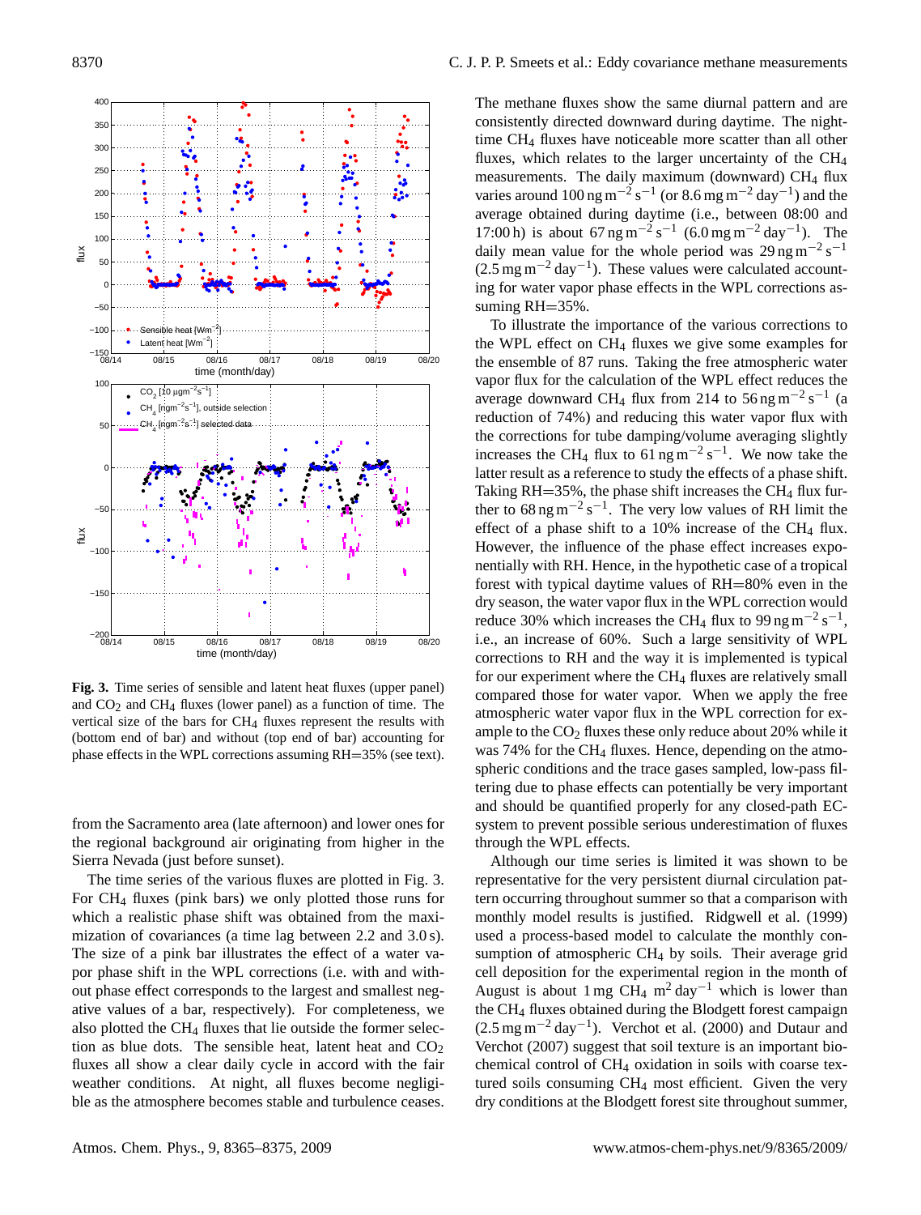**Fig. 3.** Time series of sensible and latent heat fluxes (upper panel) and $CO_2$ and $CH_4$ fluxes (lower panel) as a function of time. The vertical size of the bars for $CH_4$ fluxes represent the results with (bottom end of bar) and without (top end of bar) accounting for phase effects in the WPL corrections assuming RH=35% (see text).

from the Sacramento area (late afternoon) and lower ones for the regional background air originating from higher in the Sierra Nevada (just before sunset).

The time series of the various fluxes are plotted in Fig. 3. For $CH_4$ fluxes (pink bars) we only plotted those runs for which a realistic phase shift was obtained from the maximization of covariances (a time lag between 2.2 and 3.0 s). The size of a pink bar illustrates the effect of a water vapor phase shift in the WPL corrections (i.e. with and without phase effect corresponds to the largest and smallest negative values of a bar, respectively). For completeness, we also plotted the $CH_4$ fluxes that lie outside the former selection as blue dots. The sensible heat, latent heat and $CO_2$ fluxes all show a clear daily cycle in accord with the fair weather conditions. At night, all fluxes become negligible as the atmosphere becomes stable and turbulence ceases.

The methane fluxes show the same diurnal pattern and are consistently directed downward during daytime. The night-time $CH_4$ fluxes have noticeable more scatter than all other fluxes, which relates to the larger uncertainty of the $CH_4$ measurements. The daily maximum (downward) $CH_4$ flux varies around $100\,\mathrm{ng\,m^{-2}\,s^{-1}}$ (or $8.6\,\mathrm{mg\,m^{-2}\,day^{-1}}$) and the average obtained during daytime (i.e., between 08:00 and 17:00 h) is about $67\,\mathrm{ng\,m^{-2}\,s^{-1}}$ ($6.0\,\mathrm{mg\,m^{-2}\,day^{-1}}$). The daily mean value for the whole period was $29\,\mathrm{ng\,m^{-2}\,s^{-1}}$ ($2.5\,\mathrm{mg\,m^{-2}\,day^{-1}}$). These values were calculated accounting for water vapor phase effects in the WPL corrections assuming RH=35%.

To illustrate the importance of the various corrections to the WPL effect on $CH_4$ fluxes we give some examples for the ensemble of 87 runs. Taking the free atmospheric water vapor flux for the calculation of the WPL effect reduces the average downward $CH_4$ flux from 214 to $56\,\mathrm{ng\,m^{-2}\,s^{-1}}$ (a reduction of 74%) and reducing this water vapor flux with the corrections for tube damping/volume averaging slightly increases the $CH_4$ flux to $61\,\mathrm{ng\,m^{-2}\,s^{-1}}$. We now take the latter result as a reference to study the effects of a phase shift. Taking RH=35%, the phase shift increases the $CH_4$ flux further to $68\,\mathrm{ng\,m^{-2}\,s^{-1}}$. The very low values of RH limit the effect of a phase shift to a 10% increase of the $CH_4$ flux. However, the influence of the phase effect increases exponentially with RH. Hence, in the hypothetic case of a tropical forest with typical daytime values of RH=80% even in the dry season, the water vapor flux in the WPL correction would reduce 30% which increases the $CH_4$ flux to $99\,\mathrm{ng\,m^{-2}\,s^{-1}}$, i.e., an increase of 60%. Such a large sensitivity of WPL corrections to RH and the way it is implemented is typical for our experiment where the $CH_4$ fluxes are relatively small compared those for water vapor. When we apply the free atmospheric water vapor flux in the WPL correction for example to the $CO_2$ fluxes these only reduce about 20% while it was 74% for the $CH_4$ fluxes. Hence, depending on the atmospheric conditions and the trace gases sampled, low-pass filtering due to phase effects can potentially be very important and should be quantified properly for any closed-path EC-system to prevent possible serious underestimation of fluxes through the WPL effects.

Although our time series is limited it was shown to be representative for the very persistent diurnal circulation pattern occurring throughout summer so that a comparison with monthly model results is justified. Ridgwell et al. (1999) used a process-based model to calculate the monthly consumption of atmospheric $CH_4$ by soils. Their average grid cell deposition for the experimental region in the month of August is about $1\,\mathrm{mg}$ $CH_4$ $\mathrm{m^2\,day^{-1}}$ which is lower than the $CH_4$ fluxes obtained during the Blodgett forest campaign ($2.5\,\mathrm{mg\,m^{-2}\,day^{-1}}$). Verchot et al. (2000) and Dutaur and Verchot (2007) suggest that soil texture is an important biochemical control of $CH_4$ oxidation in soils with coarse textured soils consuming $CH_4$ most efficient. Given the very dry conditions at the Blodgett forest site throughout summer,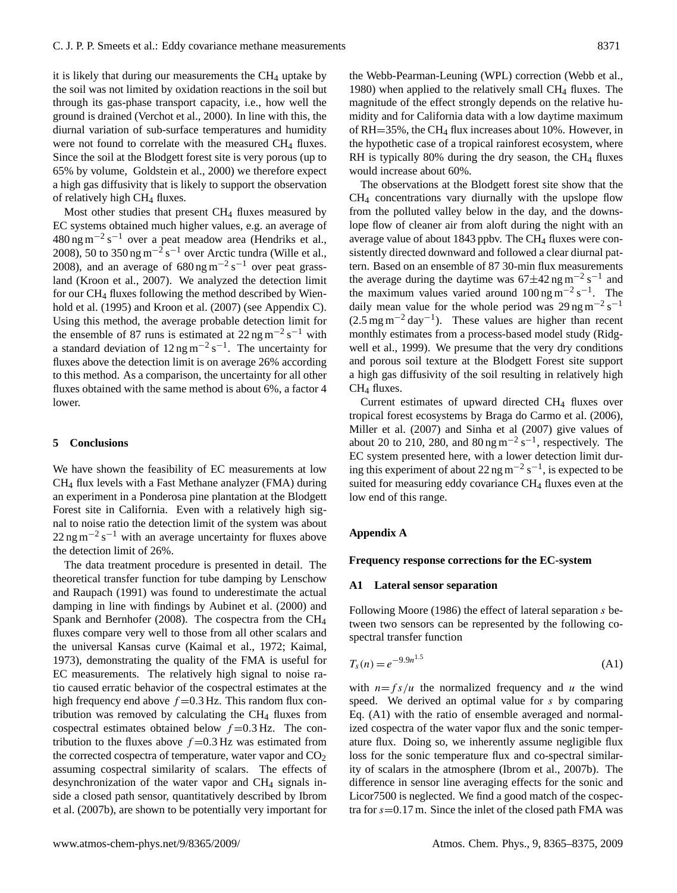it is likely that during our measurements the $CH_4$ uptake by the soil was not limited by oxidation reactions in the soil but through its gas-phase transport capacity, i.e., how well the ground is drained (Verchot et al., 2000). In line with this, the diurnal variation of sub-surface temperatures and humidity were not found to correlate with the measured $CH_4$ fluxes. Since the soil at the Blodgett forest site is very porous (up to 65% by volume, Goldstein et al., 2000) we therefore expect a high gas diffusivity that is likely to support the observation of relatively high $CH_4$ fluxes.

Most other studies that present $CH_4$ fluxes measured by EC systems obtained much higher values, e.g. an average of 480 ng $m^{-2}$ $s^{-1}$ over a peat meadow area (Hendriks et al., 2008), 50 to 350 ng $m^{-2}$ $s^{-1}$ over Arctic tundra (Wille et al., 2008), and an average of 680 ng $m^{-2}$ $s^{-1}$ over peat grassland (Kroon et al., 2007). We analyzed the detection limit for our $CH_4$ fluxes following the method described by Wienhold et al. (1995) and Kroon et al. (2007) (see Appendix C). Using this method, the average probable detection limit for the ensemble of 87 runs is estimated at 22 ng $m^{-2}$ $s^{-1}$ with a standard deviation of 12 ng $m^{-2}$ $s^{-1}$. The uncertainty for fluxes above the detection limit is on average 26% according to this method. As a comparison, the uncertainty for all other fluxes obtained with the same method is about 6%, a factor 4 lower.

## 5 Conclusions

We have shown the feasibility of EC measurements at low $CH_4$ flux levels with a Fast Methane analyzer (FMA) during an experiment in a Ponderosa pine plantation at the Blodgett Forest site in California. Even with a relatively high signal to noise ratio the detection limit of the system was about 22 ng $m^{-2}$ $s^{-1}$ with an average uncertainty for fluxes above the detection limit of 26%.

The data treatment procedure is presented in detail. The theoretical transfer function for tube damping by Lenschow and Raupach (1991) was found to underestimate the actual damping in line with findings by Aubinet et al. (2000) and Spank and Bernhofer (2008). The cospectra from the $CH_4$ fluxes compare very well to those from all other scalars and the universal Kansas curve (Kaimal et al., 1972; Kaimal, 1973), demonstrating the quality of the FMA is useful for EC measurements. The relatively high signal to noise ratio caused erratic behavior of the cospectral estimates at the high frequency end above $f$ = 0.3 Hz. This random flux contribution was removed by calculating the $CH_4$ fluxes from cospectral estimates obtained below $f$ = 0.3 Hz. The contribution to the fluxes above $f$ = 0.3 Hz was estimated from the corrected cospectra of temperature, water vapor and $CO_2$ assuming cospectral similarity of scalars. The effects of desynchronization of the water vapor and $CH_4$ signals inside a closed path sensor, quantitatively described by Ibrom et al. (2007b), are shown to be potentially very important for the Webb-Pearman-Leuning (WPL) correction (Webb et al., 1980) when applied to the relatively small $CH_4$ fluxes. The magnitude of the effect strongly depends on the relative humidity and for California data with a low daytime maximum of RH=35%, the $CH_4$ flux increases about 10%. However, in the hypothetic case of a tropical rainforest ecosystem, where RH is typically 80% during the dry season, the $CH_4$ fluxes would increase about 60%.

The observations at the Blodgett forest site show that the $CH_4$ concentrations vary diurnally with the upslope flow from the polluted valley below in the day, and the downslope flow of cleaner air from aloft during the night with an average value of about 1843 ppbv. The $CH_4$ fluxes were consistently directed downward and followed a clear diurnal pattern. Based on an ensemble of 87 30-min flux measurements the average during the daytime was 67±42 ng $m^{-2}$ $s^{-1}$ and the maximum values varied around 100 ng $m^{-2}$ $s^{-1}$. The daily mean value for the whole period was 29 ng $m^{-2}$ $s^{-1}$ (2.5 mg $m^{-2}$ $day^{-1}$). These values are higher than recent monthly estimates from a process-based model study (Ridgwell et al., 1999). We presume that the very dry conditions and porous soil texture at the Blodgett Forest site support a high gas diffusivity of the soil resulting in relatively high $CH_4$ fluxes.

Current estimates of upward directed $CH_4$ fluxes over tropical forest ecosystems by Braga do Carmo et al. (2006), Miller et al. (2007) and Sinha et al (2007) give values of about 20 to 210, 280, and 80 ng $m^{-2}$ $s^{-1}$, respectively. The EC system presented here, with a lower detection limit during this experiment of about 22 ng $m^{-2}$ $s^{-1}$, is expected to be suited for measuring eddy covariance $CH_4$ fluxes even at the low end of this range.

## Appendix A

### Frequency response corrections for the EC-system

### A1 Lateral sensor separation

Following Moore (1986) the effect of lateral separation $s$ between two sensors can be represented by the following cospectral transfer function

$$T_s(n) = e^{-9.9n^{1.5}} \tag{A1}$$

with $n = fs/u$ the normalized frequency and $u$ the wind speed. We derived an optimal value for $s$ by comparing Eq. (A1) with the ratio of ensemble averaged and normalized cospectra of the water vapor flux and the sonic temperature flux. Doing so, we inherently assume negligible flux loss for the sonic temperature flux and co-spectral similarity of scalars in the atmosphere (Ibrom et al., 2007b). The difference in sensor line averaging effects for the sonic and Licor7500 is neglected. We find a good match of the cospectra for $s$ = 0.17 m. Since the inlet of the closed path FMA was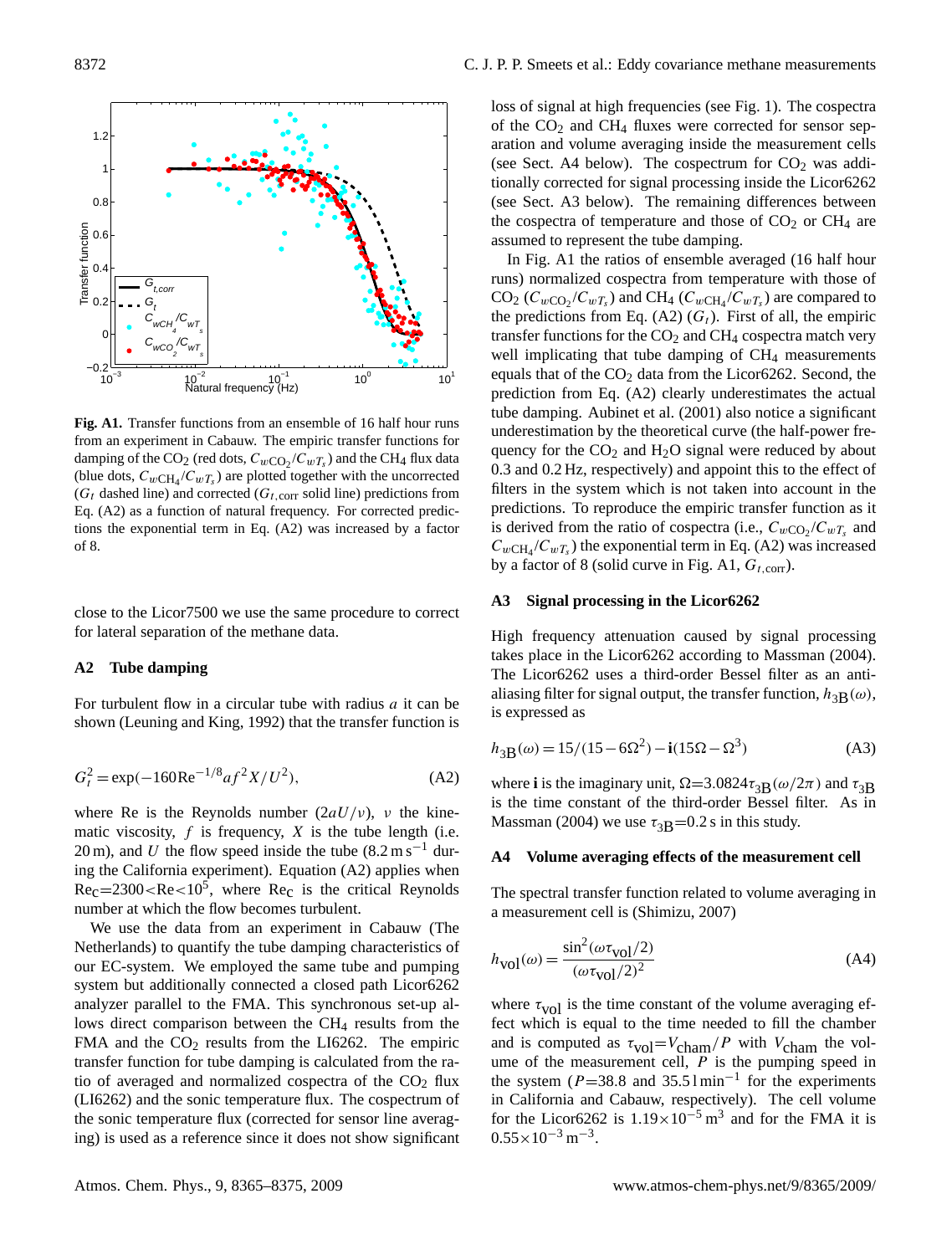**Fig. A1.** Transfer functions from an ensemble of 16 half hour runs from an experiment in Cabauw. The empiric transfer functions for damping of the $CO_2$ (red dots, $C_{wCO_2}/C_{wT_s}$) and the $CH_4$ flux data (blue dots, $C_{wCH_4}/C_{wT_s}$) are plotted together with the uncorrected ($G_t$ dashed line) and corrected ($G_{t,\mathrm{corr}}$ solid line) predictions from Eq. (A2) as a function of natural frequency. For corrected predictions the exponential term in Eq. (A2) was increased by a factor of 8.

close to the Licor7500 we use the same procedure to correct for lateral separation of the methane data.

## A2 Tube damping

For turbulent flow in a circular tube with radius $a$ it can be shown (Leuning and King, 1992) that the transfer function is

$$G_t^2 = \exp(-160\mathrm{Re}^{-1/8} a f^2 X / U^2), \tag{A2}$$

where Re is the Reynolds number ($2aU/\nu$), $\nu$ the kinematic viscosity, $f$ is frequency, $X$ is the tube length (i.e. 20 m), and $U$ the flow speed inside the tube (8.2 m s$^{-1}$ during the California experiment). Equation (A2) applies when $\mathrm{Re_C}=2300<\mathrm{Re}<10^5$, where $\mathrm{Re_C}$ is the critical Reynolds number at which the flow becomes turbulent.

We use the data from an experiment in Cabauw (The Netherlands) to quantify the tube damping characteristics of our EC-system. We employed the same tube and pumping system but additionally connected a closed path Licor6262 analyzer parallel to the FMA. This synchronous set-up allows direct comparison between the $CH_4$ results from the FMA and the $CO_2$ results from the LI6262. The empiric transfer function for tube damping is calculated from the ratio of averaged and normalized cospectra of the $CO_2$ flux (LI6262) and the sonic temperature flux. The cospectrum of the sonic temperature flux (corrected for sensor line averaging) is used as a reference since it does not show significant loss of signal at high frequencies (see Fig. 1). The cospectra of the $CO_2$ and $CH_4$ fluxes were corrected for sensor separation and volume averaging inside the measurement cells (see Sect. A4 below). The cospectrum for $CO_2$ was additionally corrected for signal processing inside the Licor6262 (see Sect. A3 below). The remaining differences between the cospectra of temperature and those of $CO_2$ or $CH_4$ are assumed to represent the tube damping.

In Fig. A1 the ratios of ensemble averaged (16 half hour runs) normalized cospectra from temperature with those of $CO_2$ ($C_{w\mathrm{CO_2}}/C_{wT_s}$) and $CH_4$ ($C_{w\mathrm{CH_4}}/C_{wT_s}$) are compared to the predictions from Eq. (A2) ($G_t$). First of all, the empiric transfer functions for the $CO_2$ and $CH_4$ cospectra match very well implicating that tube damping of $CH_4$ measurements equals that of the $CO_2$ data from the Licor6262. Second, the prediction from Eq. (A2) clearly underestimates the actual tube damping. Aubinet et al. (2001) also notice a significant underestimation by the theoretical curve (the half-power frequency for the $CO_2$ and $H_2O$ signal were reduced by about 0.3 and 0.2 Hz, respectively) and appoint this to the effect of filters in the system which is not taken into account in the predictions. To reproduce the empiric transfer function as it is derived from the ratio of cospectra (i.e., $C_{w\mathrm{CO_2}}/C_{wT_s}$ and $C_{w\mathrm{CH_4}}/C_{wT_s}$) the exponential term in Eq. (A2) was increased by a factor of 8 (solid curve in Fig. A1, $G_{t,\mathrm{corr}}$).

## A3 Signal processing in the Licor6262

High frequency attenuation caused by signal processing takes place in the Licor6262 according to Massman (2004). The Licor6262 uses a third-order Bessel filter as an anti-aliasing filter for signal output, the transfer function, $h_{3\mathrm{B}}(\omega)$, is expressed as

$$h_{3\mathrm{B}}(\omega) = 15/(15-6\Omega^2) - \mathbf{i}(15\Omega - \Omega^3) \tag{A3}$$

where $\mathbf{i}$ is the imaginary unit, $\Omega=3.0824\tau_{3\mathrm{B}}(\omega/2\pi)$ and $\tau_{3\mathrm{B}}$ is the time constant of the third-order Bessel filter. As in Massman (2004) we use $\tau_{3\mathrm{B}}=0.2$ s in this study.

## A4 Volume averaging effects of the measurement cell

The spectral transfer function related to volume averaging in a measurement cell is (Shimizu, 2007)

$$h_{\mathrm{vol}}(\omega) = \frac{\sin^2(\omega\tau_{\mathrm{vol}}/2)}{(\omega\tau_{\mathrm{vol}}/2)^2} \tag{A4}$$

where $\tau_{\mathrm{vol}}$ is the time constant of the volume averaging effect which is equal to the time needed to fill the chamber and is computed as $\tau_{\mathrm{vol}}=V_{\mathrm{cham}}/P$ with $V_{\mathrm{cham}}$ the volume of the measurement cell, $P$ is the pumping speed in the system ($P$=38.8 and 35.5 l min$^{-1}$ for the experiments in California and Cabauw, respectively). The cell volume for the Licor6262 is $1.19\times10^{-5}$ m$^3$ and for the FMA it is $0.55\times10^{-3}$ m$^{-3}$.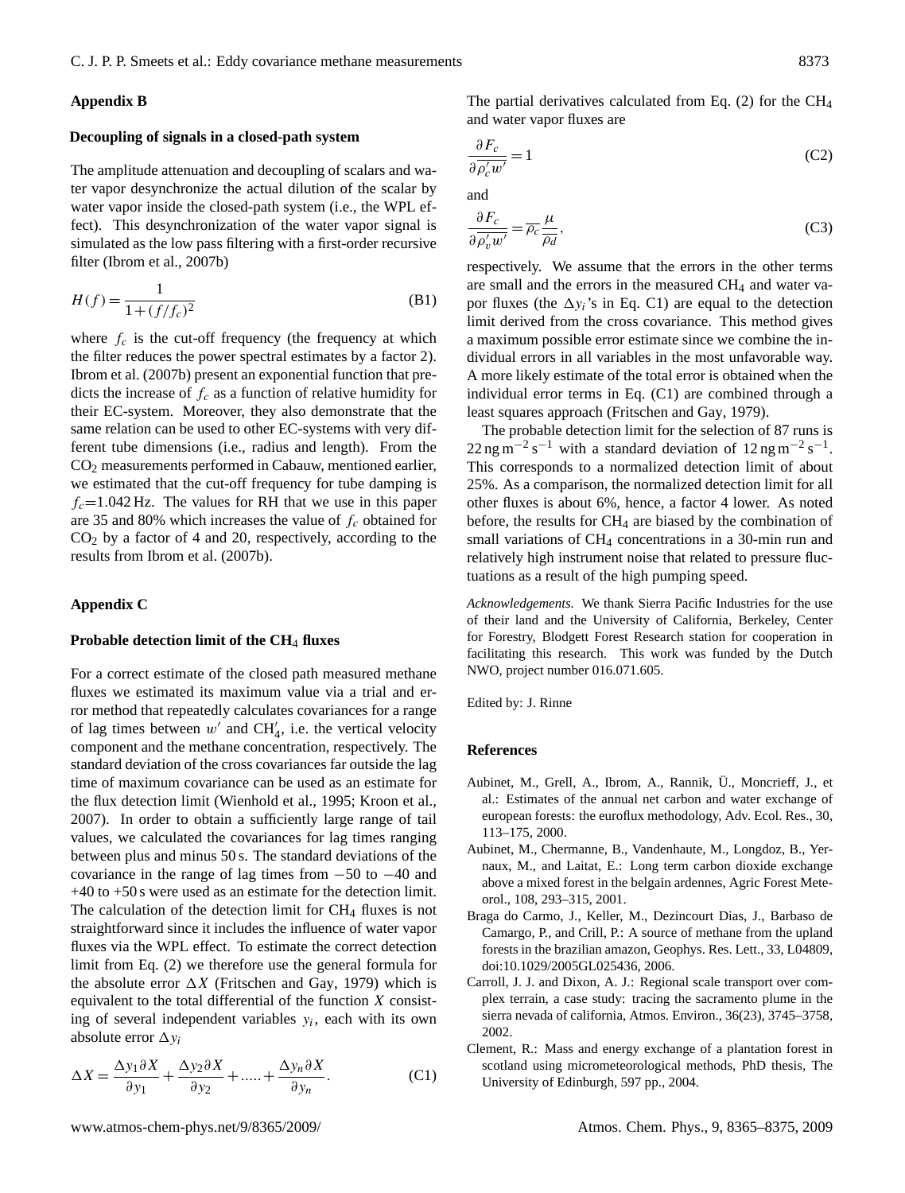## Appendix B

### Decoupling of signals in a closed-path system

The amplitude attenuation and decoupling of scalars and water vapor desynchronize the actual dilution of the scalar by water vapor inside the closed-path system (i.e., the WPL effect). This desynchronization of the water vapor signal is simulated as the low pass filtering with a first-order recursive filter (Ibrom et al., 2007b)

$$H(f) = \frac{1}{1+(f/f_c)^2} \tag{B1}$$

where $f_c$ is the cut-off frequency (the frequency at which the filter reduces the power spectral estimates by a factor 2). Ibrom et al. (2007b) present an exponential function that predicts the increase of $f_c$ as a function of relative humidity for their EC-system. Moreover, they also demonstrate that the same relation can be used to other EC-systems with very different tube dimensions (i.e., radius and length). From the $CO_2$ measurements performed in Cabauw, mentioned earlier, we estimated that the cut-off frequency for tube damping is $f_c$=1.042 Hz. The values for RH that we use in this paper are 35 and 80% which increases the value of $f_c$ obtained for $CO_2$ by a factor of 4 and 20, respectively, according to the results from Ibrom et al. (2007b).

## Appendix C

### Probable detection limit of the $CH_4$ fluxes

For a correct estimate of the closed path measured methane fluxes we estimated its maximum value via a trial and error method that repeatedly calculates covariances for a range of lag times between $w'$ and $CH_4'$, i.e. the vertical velocity component and the methane concentration, respectively. The standard deviation of the cross covariances far outside the lag time of maximum covariance can be used as an estimate for the flux detection limit (Wienhold et al., 1995; Kroon et al., 2007). In order to obtain a sufficiently large range of tail values, we calculated the covariances for lag times ranging between plus and minus 50 s. The standard deviations of the covariance in the range of lag times from −50 to −40 and +40 to +50 s were used as an estimate for the detection limit. The calculation of the detection limit for $CH_4$ fluxes is not straightforward since it includes the influence of water vapor fluxes via the WPL effect. To estimate the correct detection limit from Eq. (2) we therefore use the general formula for the absolute error $\Delta X$ (Fritschen and Gay, 1979) which is equivalent to the total differential of the function $X$ consisting of several independent variables $y_i$, each with its own absolute error $\Delta y_i$

$$\Delta X = \frac{\Delta y_1 \partial X}{\partial y_1} + \frac{\Delta y_2 \partial X}{\partial y_2} + ..... + \frac{\Delta y_n \partial X}{\partial y_n}. \tag{C1}$$

The partial derivatives calculated from Eq. (2) for the $CH_4$ and water vapor fluxes are

$$\frac{\partial F_c}{\partial \overline{\rho_c' w'}} = 1 \tag{C2}$$

and

$$\frac{\partial F_c}{\partial \overline{\rho_v' w'}} = \overline{\rho_c} \frac{\mu}{\overline{\rho_d}}, \tag{C3}$$

respectively. We assume that the errors in the other terms are small and the errors in the measured $CH_4$ and water vapor fluxes (the $\Delta y_i$'s in Eq. C1) are equal to the detection limit derived from the cross covariance. This method gives a maximum possible error estimate since we combine the individual errors in all variables in the most unfavorable way. A more likely estimate of the total error is obtained when the individual error terms in Eq. (C1) are combined through a least squares approach (Fritschen and Gay, 1979).

The probable detection limit for the selection of 87 runs is 22 ng m$^{-2}$ s$^{-1}$ with a standard deviation of 12 ng m$^{-2}$ s$^{-1}$. This corresponds to a normalized detection limit of about 25%. As a comparison, the normalized detection limit for all other fluxes is about 6%, hence, a factor 4 lower. As noted before, the results for $CH_4$ are biased by the combination of small variations of $CH_4$ concentrations in a 30-min run and relatively high instrument noise that related to pressure fluctuations as a result of the high pumping speed.

*Acknowledgements.* We thank Sierra Pacific Industries for the use of their land and the University of California, Berkeley, Center for Forestry, Blodgett Forest Research station for cooperation in facilitating this research. This work was funded by the Dutch NWO, project number 016.071.605.

Edited by: J. Rinne

## References

Aubinet, M., Grell, A., Ibrom, A., Rannik, Ü., Moncrieff, J., et al.: Estimates of the annual net carbon and water exchange of european forests: the euroflux methodology, Adv. Ecol. Res., 30, 113–175, 2000.

Aubinet, M., Chermanne, B., Vandenhaute, M., Longdoz, B., Yernaux, M., and Laitat, E.: Long term carbon dioxide exchange above a mixed forest in the belgain ardennes, Agric Forest Meteorol., 108, 293–315, 2001.

Braga do Carmo, J., Keller, M., Dezincourt Dias, J., Barbaso de Camargo, P., and Crill, P.: A source of methane from the upland forests in the brazilian amazon, Geophys. Res. Lett., 33, L04809, doi:10.1029/2005GL025436, 2006.

Carroll, J. J. and Dixon, A. J.: Regional scale transport over complex terrain, a case study: tracing the sacramento plume in the sierra nevada of california, Atmos. Environ., 36(23), 3745–3758, 2002.

Clement, R.: Mass and energy exchange of a plantation forest in scotland using micrometeorological methods, PhD thesis, The University of Edinburgh, 597 pp., 2004.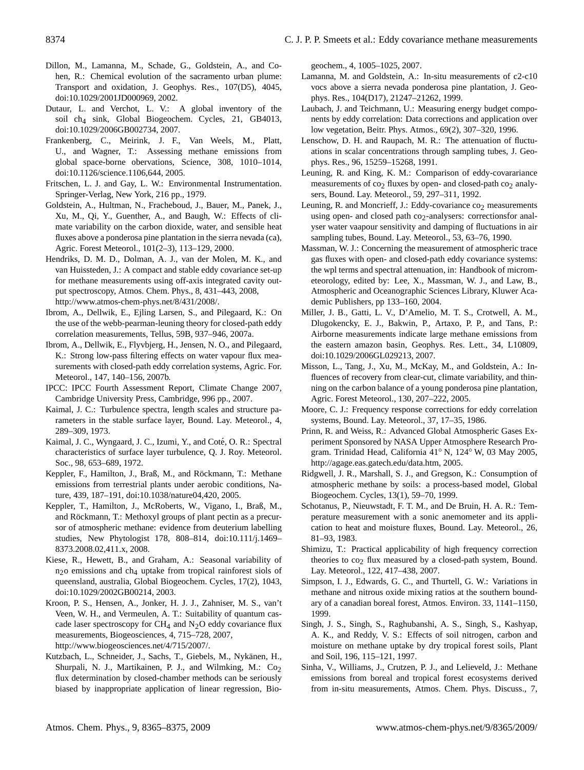Dillon, M., Lamanna, M., Schade, G., Goldstein, A., and Cohen, R.: Chemical evolution of the sacramento urban plume: Transport and oxidation, J. Geophys. Res., 107(D5), 4045, doi:10.1029/2001JD000969, 2002.

Dutaur, L. and Verchot, L. V.: A global inventory of the soil $ch_4$ sink, Global Biogeochem. Cycles, 21, GB4013, doi:10.1029/2006GB002734, 2007.

Frankenberg, C., Meirink, J. F., Van Weels, M., Platt, U., and Wagner, T.: Assessing methane emissions from global space-borne observations, Science, 308, 1010–1014, doi:10.1126/science.1106,644, 2005.

Fritschen, L. J. and Gay, L. W.: Environmental Instrumentation. Springer-Verlag, New York, 216 pp., 1979.

Goldstein, A., Hultman, N., Fracheboud, J., Bauer, M., Panek, J., Xu, M., Qi, Y., Guenther, A., and Baugh, W.: Effects of climate variability on the carbon dioxide, water, and sensible heat fluxes above a ponderosa pine plantation in the sierra nevada (ca), Agric. Forest Meteorol., 101(2–3), 113–129, 2000.

Hendriks, D. M. D., Dolman, A. J., van der Molen, M. K., and van Huissteden, J.: A compact and stable eddy covariance set-up for methane measurements using off-axis integrated cavity output spectroscopy, Atmos. Chem. Phys., 8, 431–443, 2008, http://www.atmos-chem-phys.net/8/431/2008/.

Ibrom, A., Dellwik, E., Ejling Larsen, S., and Pilegaard, K.: On the use of the webb-pearman-leuning theory for closed-path eddy correlation measurements, Tellus, 59B, 937–946, 2007a.

Ibrom, A., Dellwik, E., Flyvbjerg, H., Jensen, N. O., and Pilegaard, K.: Strong low-pass filtering effects on water vapour flux measurements with closed-path eddy correlation systems, Agric. For. Meteorol., 147, 140–156, 2007b.

IPCC: IPCC Fourth Assessment Report, Climate Change 2007, Cambridge University Press, Cambridge, 996 pp., 2007.

Kaimal, J. C.: Turbulence spectra, length scales and structure parameters in the stable surface layer, Bound. Lay. Meteorol., 4, 289–309, 1973.

Kaimal, J. C., Wyngaard, J. C., Izumi, Y., and Coté, O. R.: Spectral characteristics of surface layer turbulence, Q. J. Roy. Meteorol. Soc., 98, 653–689, 1972.

Keppler, F., Hamilton, J., Braß, M., and Röckmann, T.: Methane emissions from terrestrial plants under aerobic conditions, Nature, 439, 187–191, doi:10.1038/nature04,420, 2005.

Keppler, F., Hamilton, J., McRoberts, W., Vigano, I., Braß, M., and Röckmann, T.: Methoxyl groups of plant pectin as a precursor of atmospheric methane: evidence from deuterium labelling studies, New Phytologist 178, 808–814, doi:10.111/j.1469–8373.2008.02,411.x, 2008.

Kiese, R., Hewett, B., and Graham, A.: Seasonal variability of $n_2o$ emissions and $ch_4$ uptake from tropical rainforest siols of queensland, australia, Global Biogeochem. Cycles, 17(2), 1043, doi:10.1029/2002GB00214, 2003.

Kroon, P. S., Hensen, A., Jonker, H. J. J., Zahniser, M. S., van't Veen, W. H., and Vermeulen, A. T.: Suitability of quantum cascade laser spectroscopy for $CH_4$ and $N_2O$ eddy covariance flux measurements, Biogeosciences, 4, 715–728, 2007, http://www.biogeosciences.net/4/715/2007/.

Kutzbach, L., Schneider, J., Sachs, T., Giebels, M., Nykänen, H., Shurpali, N. J., Martikainen, P. J., and Wilmking, M.: $Co_2$ flux determination by closed-chamber methods can be seriously biased by inappropriate application of linear regression, Biogeochem., 4, 1005–1025, 2007.

Lamanna, M. and Goldstein, A.: In-situ measurements of c2-c10 vocs above a sierra nevada ponderosa pine plantation, J. Geophys. Res., 104(D17), 21247–21262, 1999.

Laubach, J. and Teichmann, U.: Measuring energy budget components by eddy correlation: Data corrections and application over low vegetation, Beitr. Phys. Atmos., 69(2), 307–320, 1996.

Lenschow, D. H. and Raupach, M. R.: The attenuation of fluctuations in scalar concentrations through sampling tubes, J. Geophys. Res., 96, 15259–15268, 1991.

Leuning, R. and King, K. M.: Comparison of eddy-covarariance measurements of $co_2$ fluxes by open- and closed-path $co_2$ analysers, Bound. Lay. Meteorol., 59, 297–311, 1992.

Leuning, R. and Moncrieff, J.: Eddy-covariance $co_2$ measurements using open- and closed path $co_2$-analysers: correctionsfor analyser water vaapour sensitivity and damping of fluctuations in air sampling tubes, Bound. Lay. Meteorol., 53, 63–76, 1990.

Massman, W. J.: Concerning the measurement of atmospheric trace gas fluxes with open- and closed-path eddy covariance systems: the wpl terms and spectral attenuation, in: Handbook of micrometeorology, edited by: Lee, X., Massman, W. J., and Law, B., Atmospheric and Oceanographic Sciences Library, Kluwer Academic Publishers, pp 133–160, 2004.

Miller, J. B., Gatti, L. V., D'Amelio, M. T. S., Crotwell, A. M., Dlugokencky, E. J., Bakwin, P., Artaxo, P. P., and Tans, P.: Airborne measurements indicate large methane emissions from the eastern amazon basin, Geophys. Res. Lett., 34, L10809, doi:10.1029/2006GL029213, 2007.

Misson, L., Tang, J., Xu, M., McKay, M., and Goldstein, A.: Influences of recovery from clear-cut, climate variability, and thinning on the carbon balance of a young ponderosa pine plantation, Agric. Forest Meteorol., 130, 207–222, 2005.

Moore, C. J.: Frequency response corrections for eddy correlation systems, Bound. Lay. Meteorol., 37, 17–35, 1986.

Prinn, R. and Weiss, R.: Advanced Global Atmospheric Gases Experiment Sponsored by NASA Upper Atmosphere Research Program. Trinidad Head, California 41° N, 124° W, 03 May 2005, http://agage.eas.gatech.edu/data.htm, 2005.

Ridgwell, J. R., Marshall, S. J., and Gregson, K.: Consumption of atmospheric methane by soils: a process-based model, Global Biogeochem. Cycles, 13(1), 59–70, 1999.

Schotanus, P., Nieuwstadt, F. T. M., and De Bruin, H. A. R.: Temperature measurement with a sonic anemometer and its application to heat and moisture fluxes, Bound. Lay. Meteorol., 26, 81–93, 1983.

Shimizu, T.: Practical applicability of high frequency correction theories to $co_2$ flux measured by a closed-path system, Bound. Lay. Meteorol., 122, 417–438, 2007.

Simpson, I. J., Edwards, G. C., and Thurtell, G. W.: Variations in methane and nitrous oxide mixing ratios at the southern boundary of a canadian boreal forest, Atmos. Environ. 33, 1141–1150, 1999.

Singh, J. S., Singh, S., Raghubanshi, A. S., Singh, S., Kashyap, A. K., and Reddy, V. S.: Effects of soil nitrogen, carbon and moisture on methane uptake by dry tropical forest soils, Plant and Soil, 196, 115–121, 1997.

Sinha, V., Williams, J., Crutzen, P. J., and Lelieveld, J.: Methane emissions from boreal and tropical forest ecosystems derived from in-situ measurements, Atmos. Chem. Phys. Discuss., 7,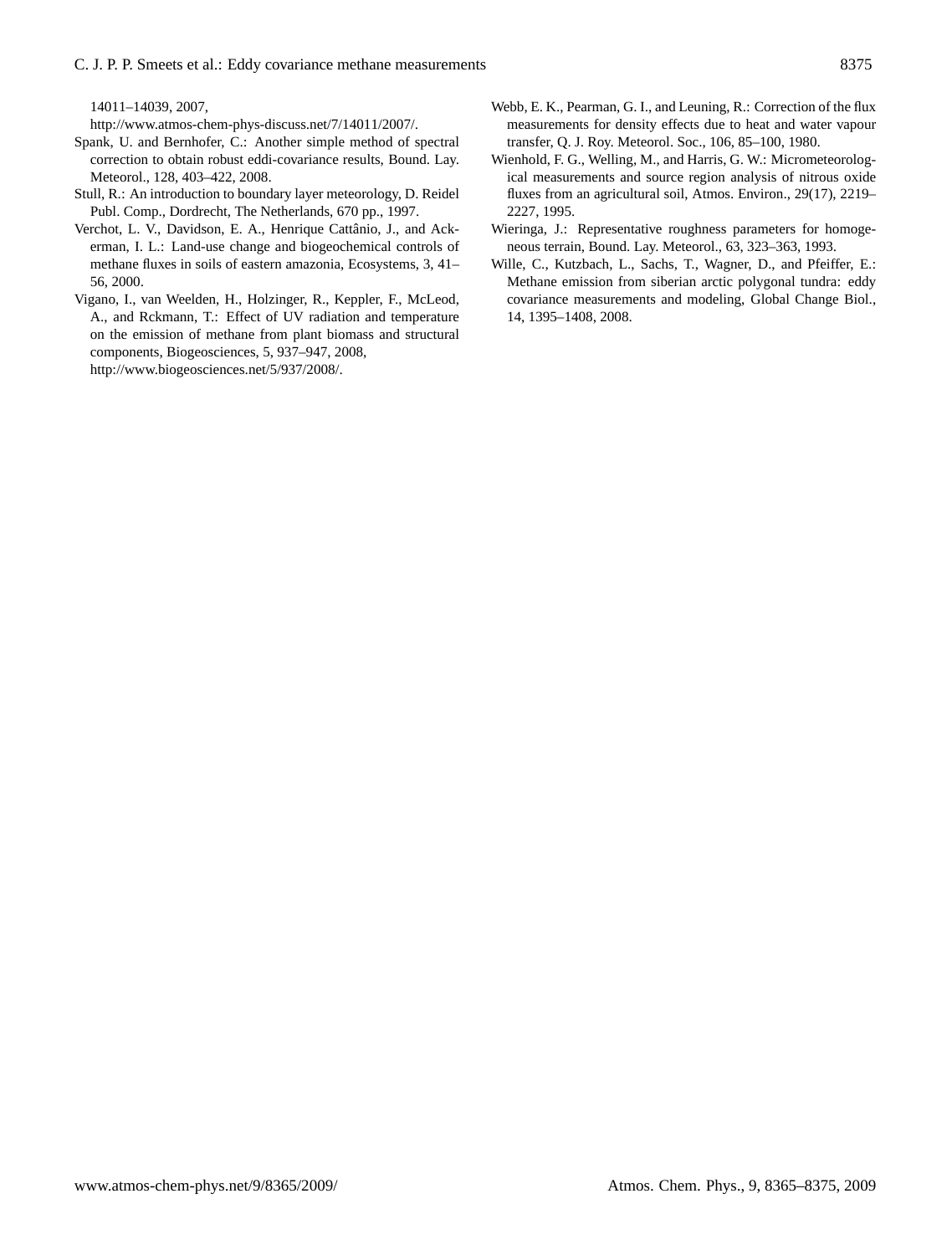14011–14039, 2007,
http://www.atmos-chem-phys-discuss.net/7/14011/2007/.

Spank, U. and Bernhofer, C.: Another simple method of spectral correction to obtain robust eddi-covariance results, Bound. Lay. Meteorol., 128, 403–422, 2008.

Stull, R.: An introduction to boundary layer meteorology, D. Reidel Publ. Comp., Dordrecht, The Netherlands, 670 pp., 1997.

Verchot, L. V., Davidson, E. A., Henrique Cattânio, J., and Ackerman, I. L.: Land-use change and biogeochemical controls of methane fluxes in soils of eastern amazonia, Ecosystems, 3, 41–56, 2000.

Vigano, I., van Weelden, H., Holzinger, R., Keppler, F., McLeod, A., and Rckmann, T.: Effect of UV radiation and temperature on the emission of methane from plant biomass and structural components, Biogeosciences, 5, 937–947, 2008,
http://www.biogeosciences.net/5/937/2008/.

Webb, E. K., Pearman, G. I., and Leuning, R.: Correction of the flux measurements for density effects due to heat and water vapour transfer, Q. J. Roy. Meteorol. Soc., 106, 85–100, 1980.

Wienhold, F. G., Welling, M., and Harris, G. W.: Micrometeorological measurements and source region analysis of nitrous oxide fluxes from an agricultural soil, Atmos. Environ., 29(17), 2219–2227, 1995.

Wieringa, J.: Representative roughness parameters for homogeneous terrain, Bound. Lay. Meteorol., 63, 323–363, 1993.

Wille, C., Kutzbach, L., Sachs, T., Wagner, D., and Pfeiffer, E.: Methane emission from siberian arctic polygonal tundra: eddy covariance measurements and modeling, Global Change Biol., 14, 1395–1408, 2008.